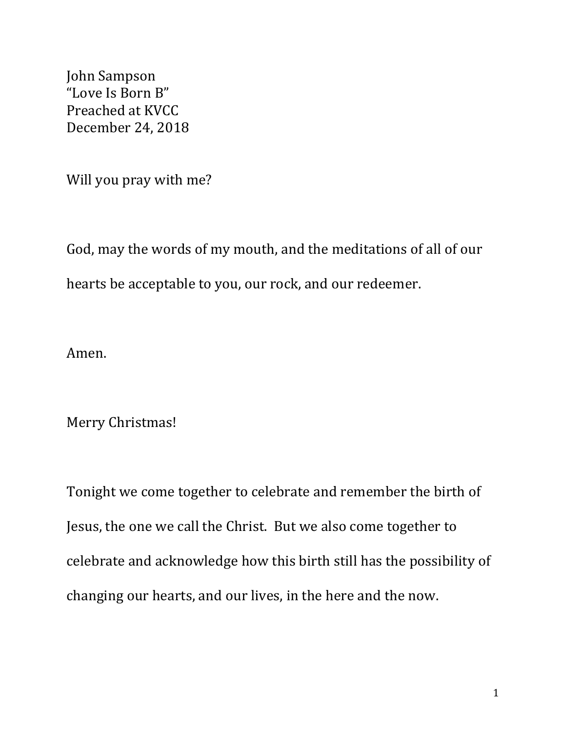John Sampson
"Love Is Born B"
Preached at KVCC
December 24, 2018

Will you pray with me?

God, may the words of my mouth, and the meditations of all of our hearts be acceptable to you, our rock, and our redeemer.

Amen.

Merry Christmas!

Tonight we come together to celebrate and remember the birth of Jesus, the one we call the Christ. But we also come together to celebrate and acknowledge how this birth still has the possibility of changing our hearts, and our lives, in the here and the now.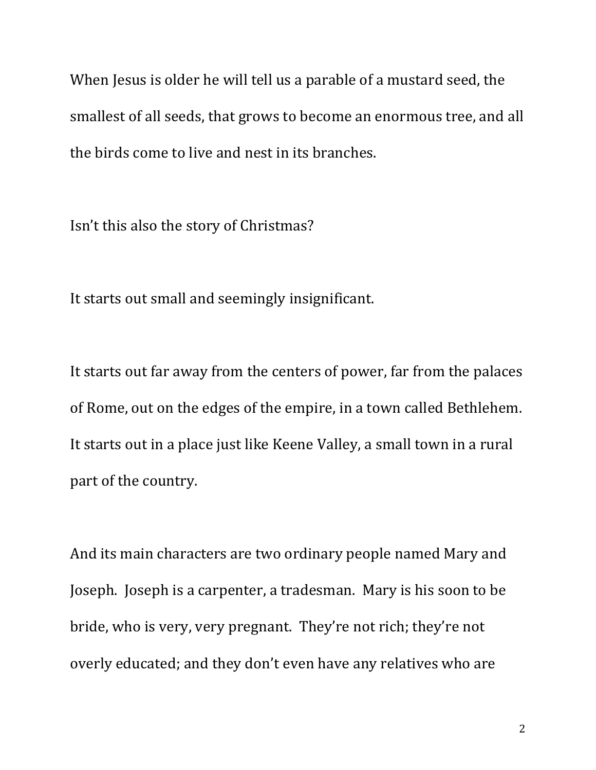When Jesus is older he will tell us a parable of a mustard seed, the smallest of all seeds, that grows to become an enormous tree, and all the birds come to live and nest in its branches.

Isn't this also the story of Christmas?

It starts out small and seemingly insignificant.

It starts out far away from the centers of power, far from the palaces of Rome, out on the edges of the empire, in a town called Bethlehem. It starts out in a place just like Keene Valley, a small town in a rural part of the country.

And its main characters are two ordinary people named Mary and Joseph. Joseph is a carpenter, a tradesman. Mary is his soon to be bride, who is very, very pregnant. They're not rich; they're not overly educated; and they don't even have any relatives who are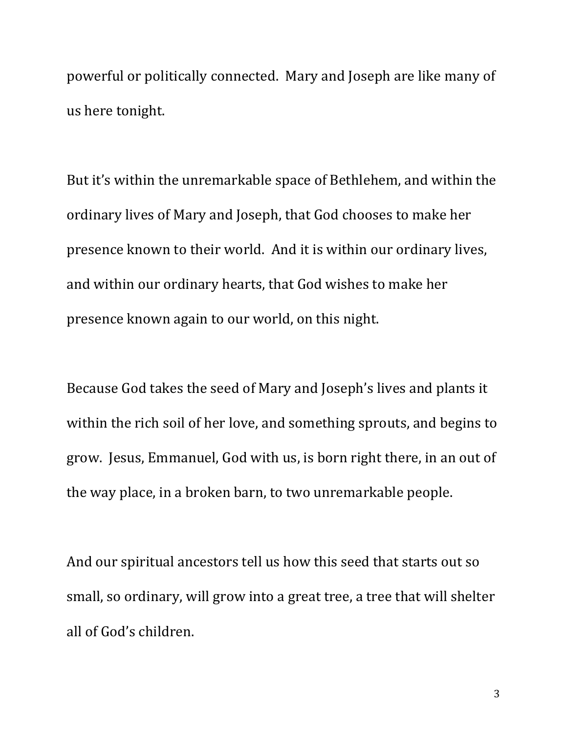powerful or politically connected. Mary and Joseph are like many of us here tonight.

But it's within the unremarkable space of Bethlehem, and within the ordinary lives of Mary and Joseph, that God chooses to make her presence known to their world. And it is within our ordinary lives, and within our ordinary hearts, that God wishes to make her presence known again to our world, on this night.

Because God takes the seed of Mary and Joseph's lives and plants it within the rich soil of her love, and something sprouts, and begins to grow. Jesus, Emmanuel, God with us, is born right there, in an out of the way place, in a broken barn, to two unremarkable people.

And our spiritual ancestors tell us how this seed that starts out so small, so ordinary, will grow into a great tree, a tree that will shelter all of God's children.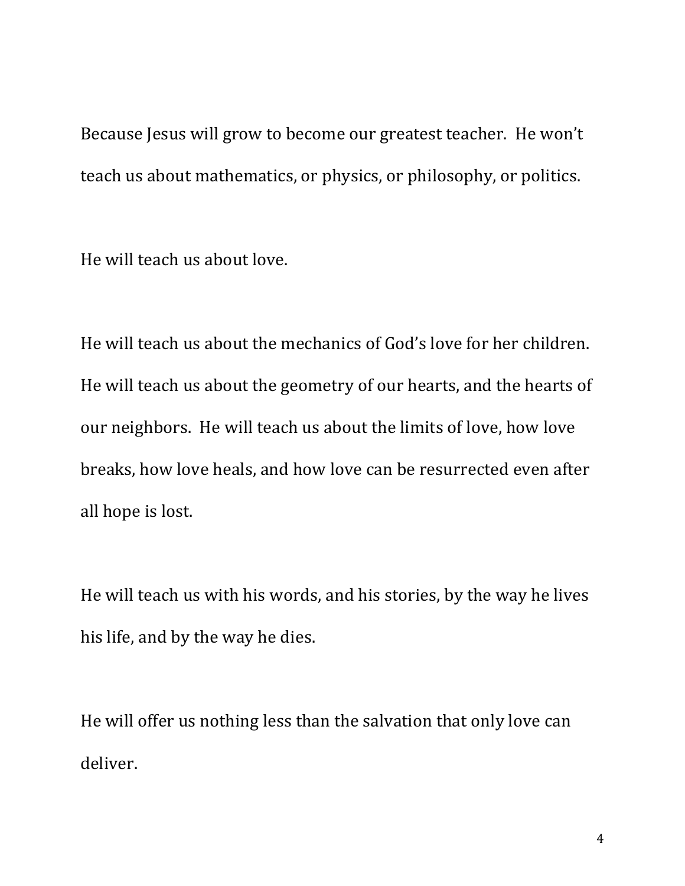Because Jesus will grow to become our greatest teacher. He won't teach us about mathematics, or physics, or philosophy, or politics.

He will teach us about love.

He will teach us about the mechanics of God's love for her children. He will teach us about the geometry of our hearts, and the hearts of our neighbors. He will teach us about the limits of love, how love breaks, how love heals, and how love can be resurrected even after all hope is lost.

He will teach us with his words, and his stories, by the way he lives his life, and by the way he dies.

He will offer us nothing less than the salvation that only love can deliver.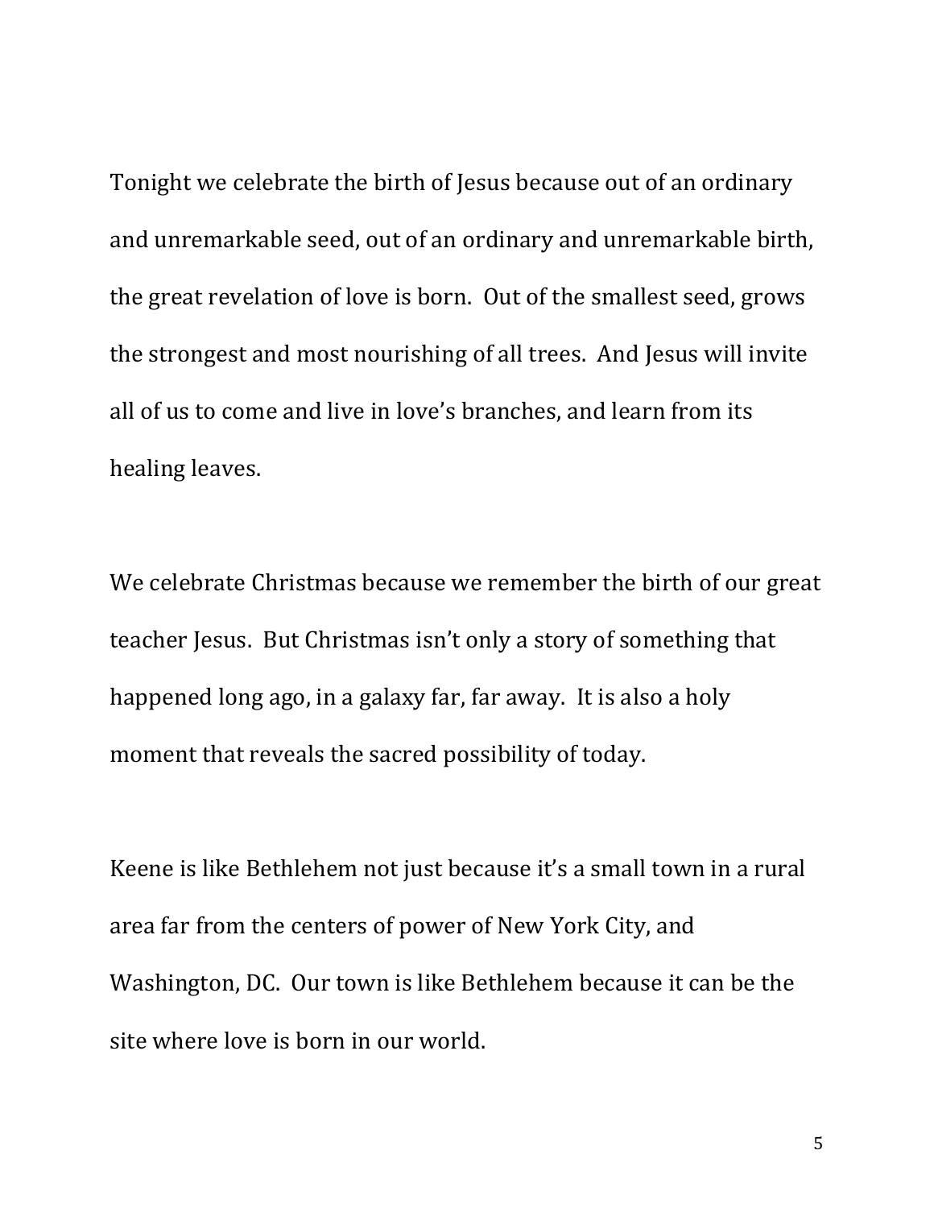Tonight we celebrate the birth of Jesus because out of an ordinary and unremarkable seed, out of an ordinary and unremarkable birth, the great revelation of love is born. Out of the smallest seed, grows the strongest and most nourishing of all trees. And Jesus will invite all of us to come and live in love's branches, and learn from its healing leaves.

We celebrate Christmas because we remember the birth of our great teacher Jesus. But Christmas isn't only a story of something that happened long ago, in a galaxy far, far away. It is also a holy moment that reveals the sacred possibility of today.

Keene is like Bethlehem not just because it's a small town in a rural area far from the centers of power of New York City, and Washington, DC. Our town is like Bethlehem because it can be the site where love is born in our world.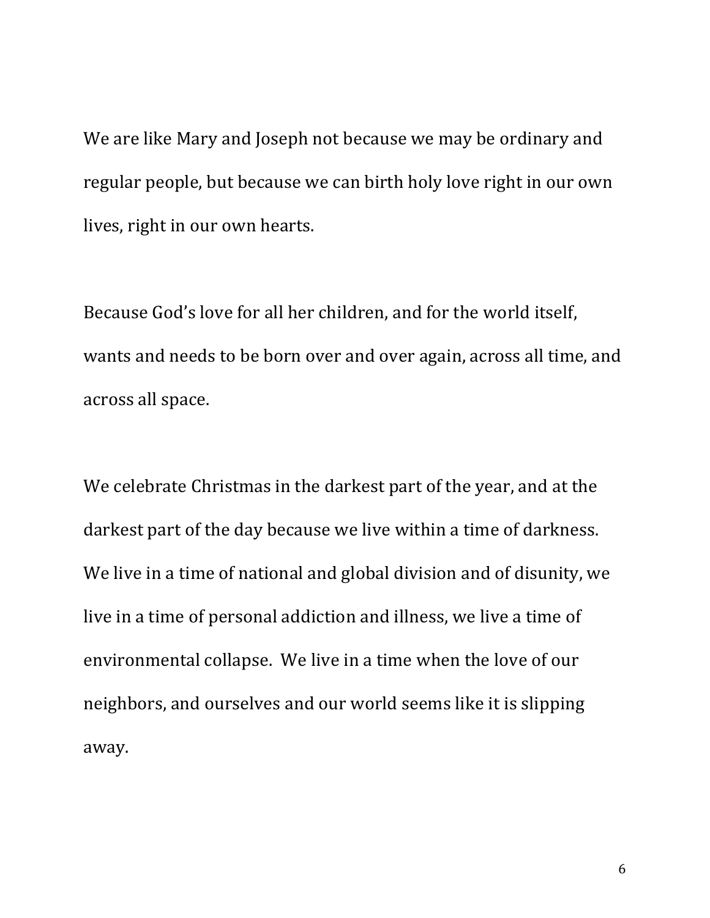We are like Mary and Joseph not because we may be ordinary and regular people, but because we can birth holy love right in our own lives, right in our own hearts.

Because God's love for all her children, and for the world itself, wants and needs to be born over and over again, across all time, and across all space.

We celebrate Christmas in the darkest part of the year, and at the darkest part of the day because we live within a time of darkness. We live in a time of national and global division and of disunity, we live in a time of personal addiction and illness, we live a time of environmental collapse. We live in a time when the love of our neighbors, and ourselves and our world seems like it is slipping away.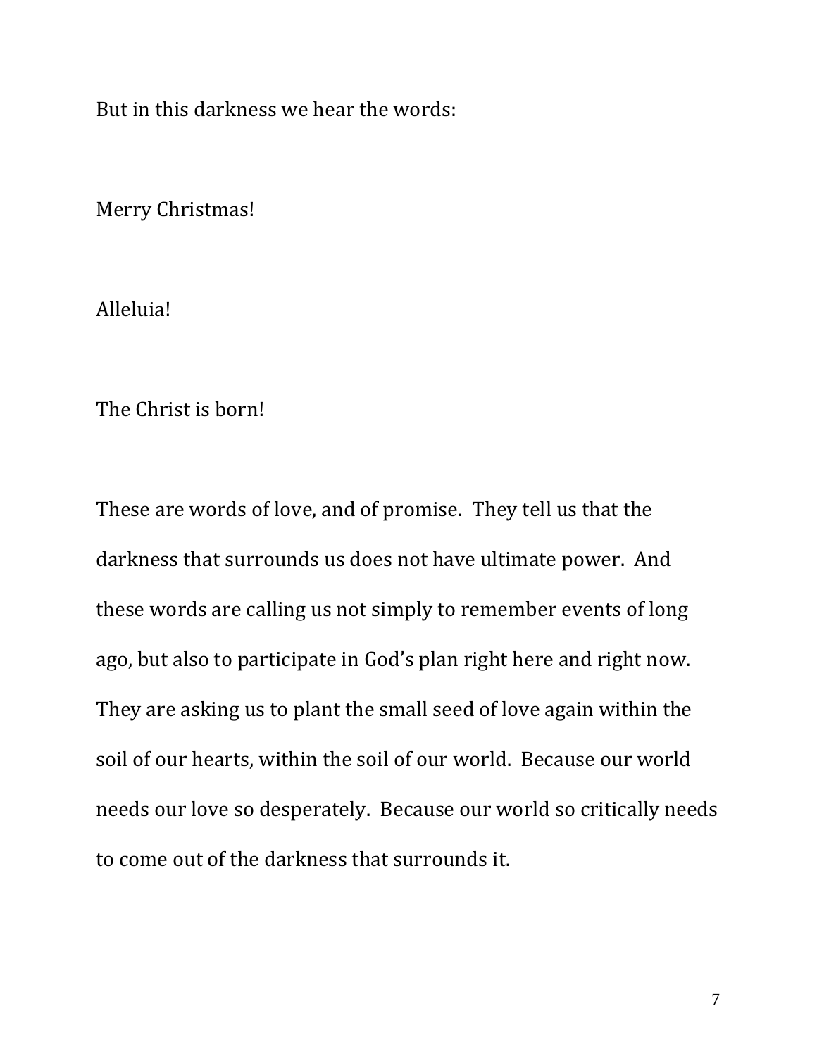But in this darkness we hear the words:

Merry Christmas!

Alleluia!

The Christ is born!

These are words of love, and of promise. They tell us that the darkness that surrounds us does not have ultimate power. And these words are calling us not simply to remember events of long ago, but also to participate in God's plan right here and right now. They are asking us to plant the small seed of love again within the soil of our hearts, within the soil of our world. Because our world needs our love so desperately. Because our world so critically needs to come out of the darkness that surrounds it.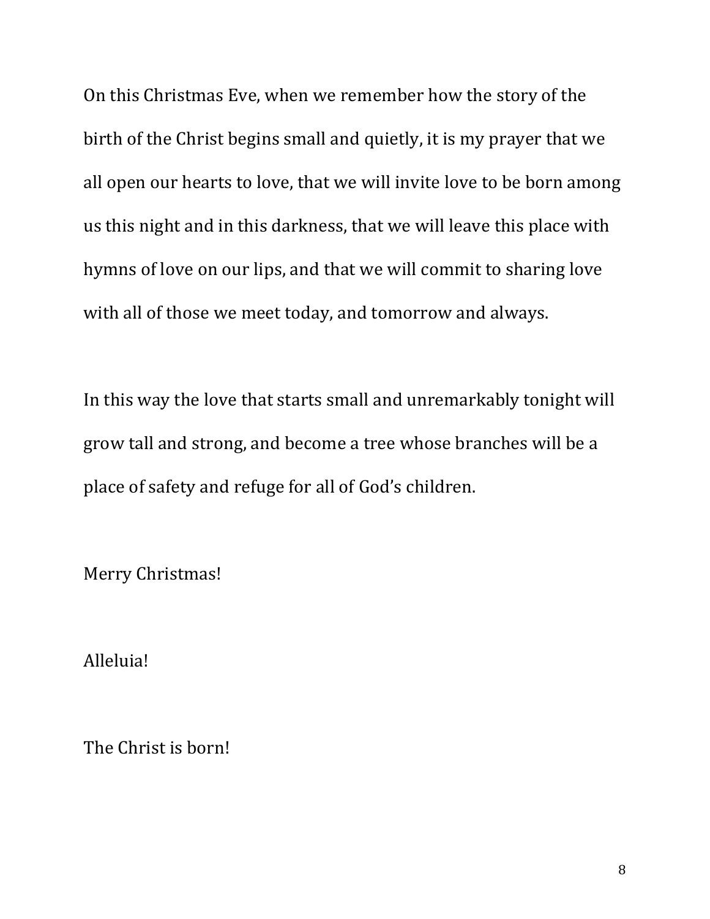On this Christmas Eve, when we remember how the story of the birth of the Christ begins small and quietly, it is my prayer that we all open our hearts to love, that we will invite love to be born among us this night and in this darkness, that we will leave this place with hymns of love on our lips, and that we will commit to sharing love with all of those we meet today, and tomorrow and always.

In this way the love that starts small and unremarkably tonight will grow tall and strong, and become a tree whose branches will be a place of safety and refuge for all of God's children.

Merry Christmas!

Alleluia!

The Christ is born!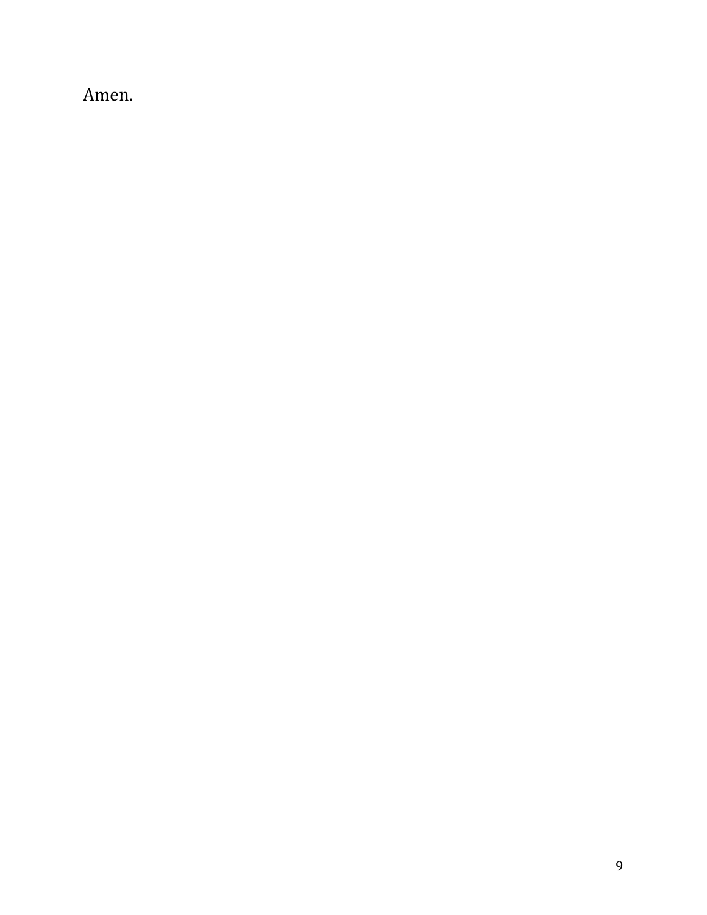Amen.